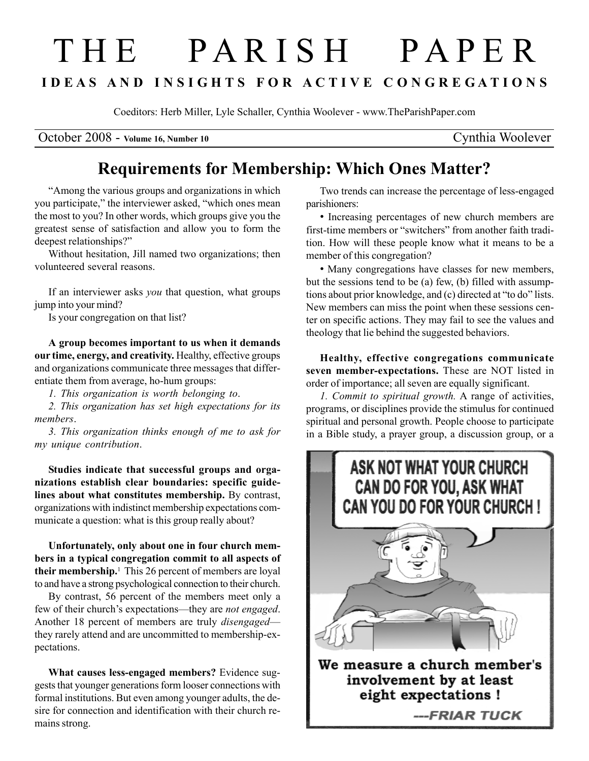# THE PARISH PAPER

**IDEAS AND INSIGHTS FOR ACTIVE CONGREGATIONS**

Coeditors: Herb Miller, Lyle Schaller, Cynthia Woolever - www.TheParishPaper.com

October 2008 - **Volume 16, Number 10** Cynthia Woolever

## Requirements for Membership: Which Ones Matter?

"Among the various groups and organizations in which you participate," the interviewer asked, "which ones mean the most to you? In other words, which groups give you the greatest sense of satisfaction and allow you to form the deepest relationships?"

Without hesitation, Jill named two organizations; then volunteered several reasons.

If an interviewer asks *you* that question, what groups jump into your mind?

Is your congregation on that list?

**A group becomes important to us when it demands our time, energy, and creativity.** Healthy, effective groups and organizations communicate three messages that differentiate them from average, ho-hum groups:

*1. This organization is worth belonging to.*

*2. This organization has set high expectations for its members.*

*3. This organization thinks enough of me to ask for my unique contribution.*

**Studies indicate that successful groups and organizations establish clear boundaries: specific guidelines about what constitutes membership.** By contrast, organizations with indistinct membership expectations communicate a question: what is this group really about?

**Unfortunately, only about one in four church members in a typical congregation commit to all aspects of their membership.**[1] This 26 percent of members are loyal to and have a strong psychological connection to their church.

By contrast, 56 percent of the members meet only a few of their church's expectations—they are *not engaged*. Another 18 percent of members are truly *disengaged*—they rarely attend and are uncommitted to membership-expectations.

**What causes less-engaged members?** Evidence suggests that younger generations form looser connections with formal institutions. But even among younger adults, the desire for connection and identification with their church remains strong.

Two trends can increase the percentage of less-engaged parishioners:

• Increasing percentages of new church members are first-time members or "switchers" from another faith tradition. How will these people know what it means to be a member of this congregation?

• Many congregations have classes for new members, but the sessions tend to be (a) few, (b) filled with assumptions about prior knowledge, and (c) directed at "to do" lists. New members can miss the point when these sessions center on specific actions. They may fail to see the values and theology that lie behind the suggested behaviors.

**Healthy, effective congregations communicate seven member-expectations.** These are NOT listed in order of importance; all seven are equally significant.

*1. Commit to spiritual growth.* A range of activities, programs, or disciplines provide the stimulus for continued spiritual and personal growth. People choose to participate in a Bible study, a prayer group, a discussion group, or a

ASK NOT WHAT YOUR CHURCH CAN DO FOR YOU, ASK WHAT CAN YOU DO FOR YOUR CHURCH !

We measure a church member's involvement by at least eight expectations !

---FRIAR TUCK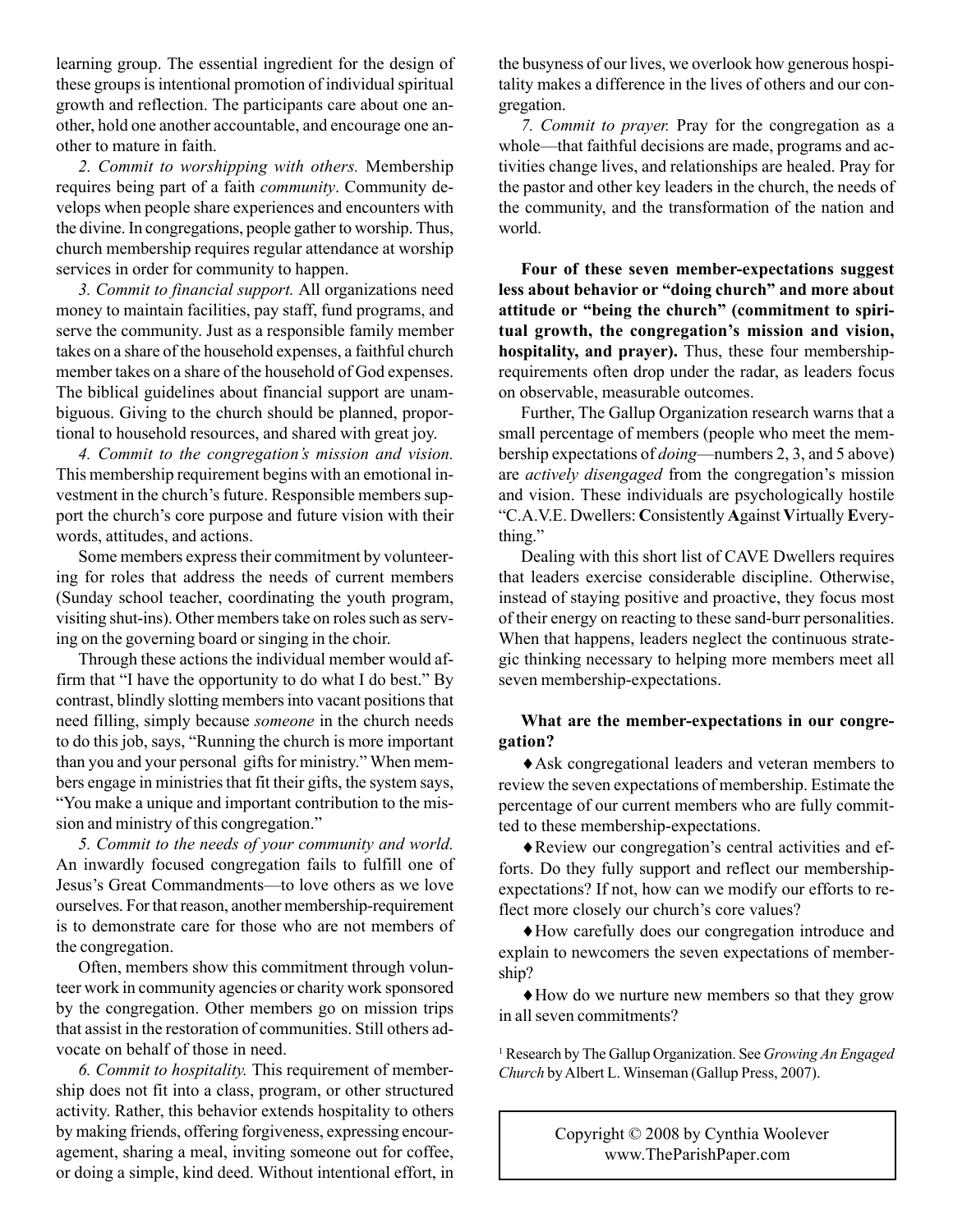learning group. The essential ingredient for the design of these groups is intentional promotion of individual spiritual growth and reflection. The participants care about one another, hold one another accountable, and encourage one another to mature in faith.

*2. Commit to worshipping with others.* Membership requires being part of a faith *community*. Community develops when people share experiences and encounters with the divine. In congregations, people gather to worship. Thus, church membership requires regular attendance at worship services in order for community to happen.

*3. Commit to financial support.* All organizations need money to maintain facilities, pay staff, fund programs, and serve the community. Just as a responsible family member takes on a share of the household expenses, a faithful church member takes on a share of the household of God expenses. The biblical guidelines about financial support are unambiguous. Giving to the church should be planned, proportional to household resources, and shared with great joy.

*4. Commit to the congregation's mission and vision.* This membership requirement begins with an emotional investment in the church's future. Responsible members support the church's core purpose and future vision with their words, attitudes, and actions.

Some members express their commitment by volunteering for roles that address the needs of current members (Sunday school teacher, coordinating the youth program, visiting shut-ins). Other members take on roles such as serving on the governing board or singing in the choir.

Through these actions the individual member would affirm that "I have the opportunity to do what I do best." By contrast, blindly slotting members into vacant positions that need filling, simply because *someone* in the church needs to do this job, says, "Running the church is more important than you and your personal gifts for ministry." When members engage in ministries that fit their gifts, the system says, "You make a unique and important contribution to the mission and ministry of this congregation."

*5. Commit to the needs of your community and world.* An inwardly focused congregation fails to fulfill one of Jesus's Great Commandments—to love others as we love ourselves. For that reason, another membership-requirement is to demonstrate care for those who are not members of the congregation.

Often, members show this commitment through volunteer work in community agencies or charity work sponsored by the congregation. Other members go on mission trips that assist in the restoration of communities. Still others advocate on behalf of those in need.

*6. Commit to hospitality.* This requirement of membership does not fit into a class, program, or other structured activity. Rather, this behavior extends hospitality to others by making friends, offering forgiveness, expressing encouragement, sharing a meal, inviting someone out for coffee, or doing a simple, kind deed. Without intentional effort, in the busyness of our lives, we overlook how generous hospitality makes a difference in the lives of others and our congregation.

*7. Commit to prayer.* Pray for the congregation as a whole—that faithful decisions are made, programs and activities change lives, and relationships are healed. Pray for the pastor and other key leaders in the church, the needs of the community, and the transformation of the nation and world.

**Four of these seven member-expectations suggest less about behavior or "doing church" and more about attitude or "being the church" (commitment to spiritual growth, the congregation's mission and vision, hospitality, and prayer).** Thus, these four membership-requirements often drop under the radar, as leaders focus on observable, measurable outcomes.

Further, The Gallup Organization research warns that a small percentage of members (people who meet the membership expectations of *doing*—numbers 2, 3, and 5 above) are *actively disengaged* from the congregation's mission and vision. These individuals are psychologically hostile "C.A.V.E. Dwellers: **C**onsistently **A**gainst **V**irtually **E**verything."

Dealing with this short list of CAVE Dwellers requires that leaders exercise considerable discipline. Otherwise, instead of staying positive and proactive, they focus most of their energy on reacting to these sand-burr personalities. When that happens, leaders neglect the continuous strategic thinking necessary to helping more members meet all seven membership-expectations.

**What are the member-expectations in our congregation?**

♦ Ask congregational leaders and veteran members to review the seven expectations of membership. Estimate the percentage of our current members who are fully committed to these membership-expectations.

♦ Review our congregation's central activities and efforts. Do they fully support and reflect our membership-expectations? If not, how can we modify our efforts to reflect more closely our church's core values?

♦ How carefully does our congregation introduce and explain to newcomers the seven expectations of membership?

♦ How do we nurture new members so that they grow in all seven commitments?

[1] Research by The Gallup Organization. See *Growing An Engaged Church* by Albert L. Winseman (Gallup Press, 2007).

Copyright © 2008 by Cynthia Woolever
www.TheParishPaper.com